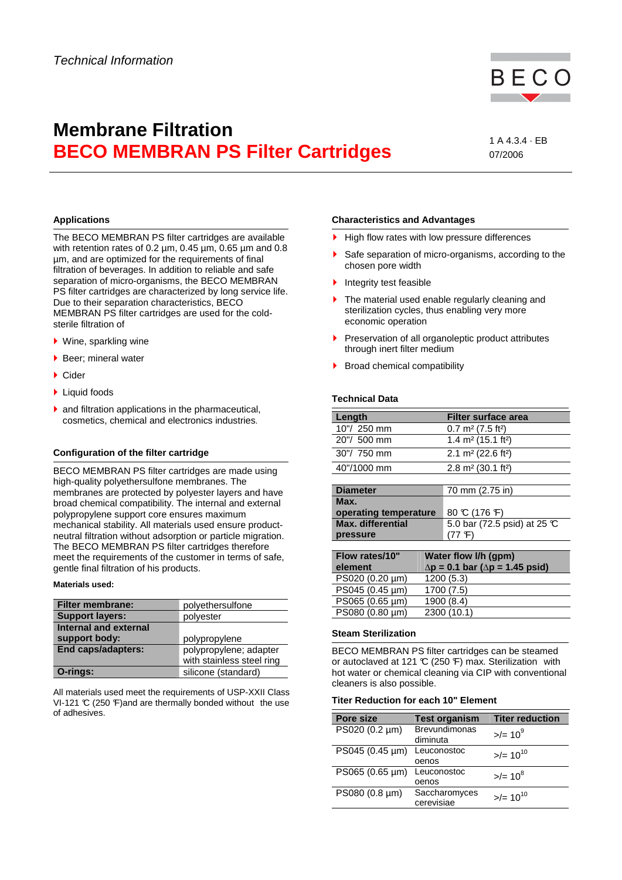*Technical Information*

BECO

# Membrane Filtration
# BECO MEMBRAN PS Filter Cartridges

1 A 4.3.4 · EB
07/2006

## Applications

The BECO MEMBRAN PS filter cartridges are available with retention rates of 0.2 µm, 0.45 µm, 0.65 µm and 0.8 µm, and are optimized for the requirements of final filtration of beverages. In addition to reliable and safe separation of micro-organisms, the BECO MEMBRAN PS filter cartridges are characterized by long service life. Due to their separation characteristics, BECO MEMBRAN PS filter cartridges are used for the cold-sterile filtration of

- Wine, sparkling wine
- Beer; mineral water
- Cider
- Liquid foods
- and filtration applications in the pharmaceutical, cosmetics, chemical and electronics industries.

## Configuration of the filter cartridge

BECO MEMBRAN PS filter cartridges are made using high-quality polyethersulfone membranes. The membranes are protected by polyester layers and have broad chemical compatibility. The internal and external polypropylene support core ensures maximum mechanical stability. All materials used ensure product-neutral filtration without adsorption or particle migration. The BECO MEMBRAN PS filter cartridges therefore meet the requirements of the customer in terms of safe, gentle final filtration of his products.

**Materials used:**

| | |
|---|---|
| **Filter membrane:** | polyethersulfone |
| **Support layers:** | polyester |
| **Internal and external support body:** | polypropylene |
| **End caps/adapters:** | polypropylene; adapter with stainless steel ring |
| **O-rings:** | silicone (standard) |

All materials used meet the requirements of USP-XXII Class VI-121 °C (250 °F)and are thermally bonded without the use of adhesives.

## Characteristics and Advantages

- High flow rates with low pressure differences
- Safe separation of micro-organisms, according to the chosen pore width
- Integrity test feasible
- The material used enable regularly cleaning and sterilization cycles, thus enabling very more economic operation
- Preservation of all organoleptic product attributes through inert filter medium
- Broad chemical compatibility

## Technical Data

| Length | Filter surface area |
|---|---|
| 10"/ 250 mm | 0.7 m² (7.5 ft²) |
| 20"/ 500 mm | 1.4 m² (15.1 ft²) |
| 30"/ 750 mm | 2.1 m² (22.6 ft²) |
| 40"/1000 mm | 2.8 m² (30.1 ft²) |

| | |
|---|---|
| **Diameter** | 70 mm (2.75 in) |
| **Max. operating temperature** | 80 °C (176 °F) |
| **Max. differential pressure** | 5.0 bar (72.5 psid) at 25 °C (77 °F) |

| Flow rates/10" element | Water flow l/h (gpm) $\Delta p$ = 0.1 bar ($\Delta p$ = 1.45 psid) |
|---|---|
| PS020 (0.20 µm) | 1200 (5.3) |
| PS045 (0.45 µm) | 1700 (7.5) |
| PS065 (0.65 µm) | 1900 (8.4) |
| PS080 (0.80 µm) | 2300 (10.1) |

## Steam Sterilization

BECO MEMBRAN PS filter cartridges can be steamed or autoclaved at 121 °C (250 °F) max. Sterilization with hot water or chemical cleaning via CIP with conventional cleaners is also possible.

## Titer Reduction for each 10" Element

| Pore size | Test organism | Titer reduction |
|---|---|---|
| PS020 (0.2 µm) | Brevundimonas diminuta | >/= $10^9$ |
| PS045 (0.45 µm) | Leuconostoc oenos | >/= $10^{10}$ |
| PS065 (0.65 µm) | Leuconostoc oenos | >/= $10^8$ |
| PS080 (0.8 µm) | Saccharomyces cerevisiae | >/= $10^{10}$ |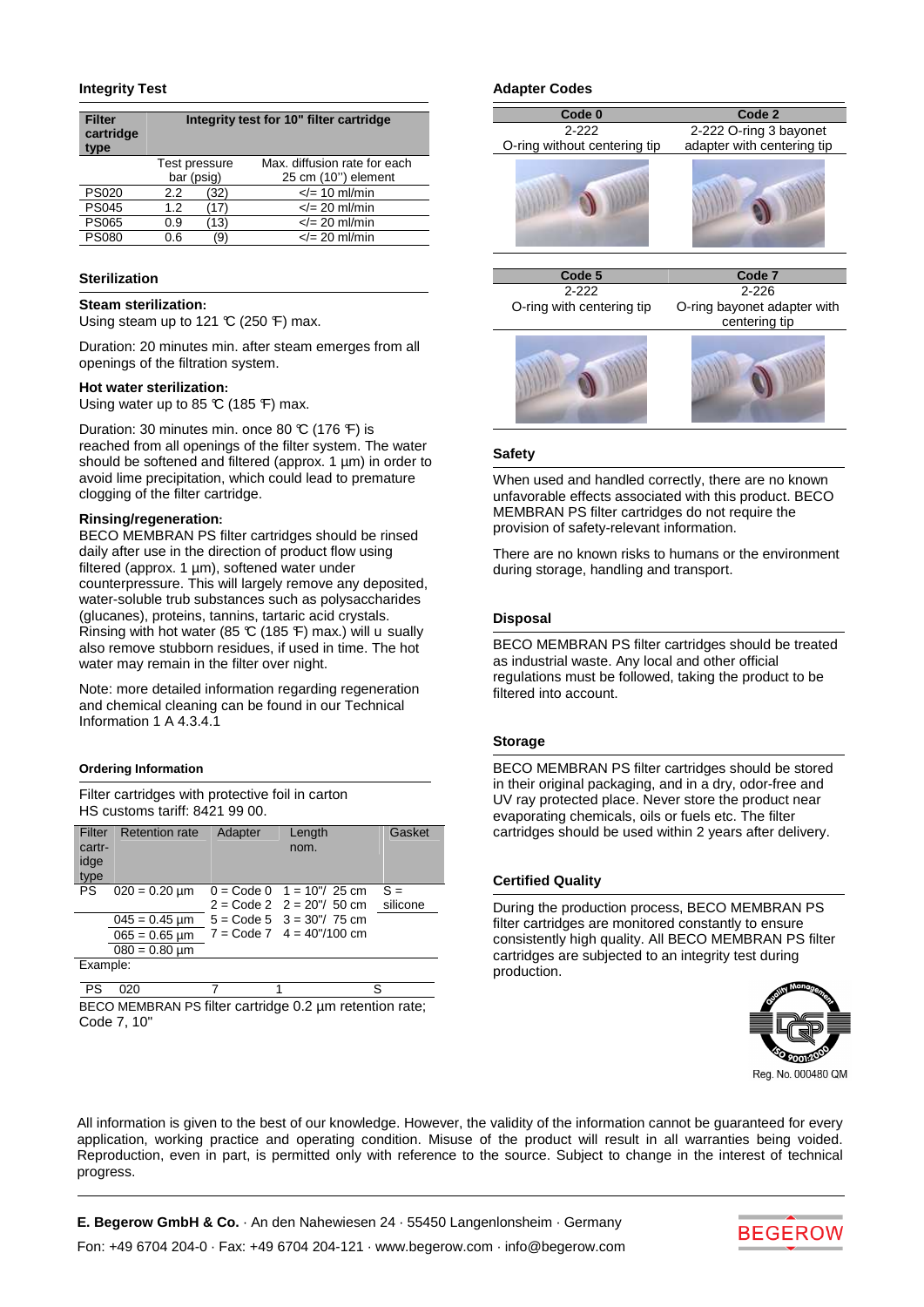## Integrity Test

| Filter cartridge type | Integrity test for 10" filter cartridge | |
|---|---|---|
| | Test pressure bar (psig) | Max. diffusion rate for each 25 cm (10'') element |
| PS020 | 2.2 (32) | </= 10 ml/min |
| PS045 | 1.2 (17) | </= 20 ml/min |
| PS065 | 0.9 (13) | </= 20 ml/min |
| PS080 | 0.6 (9) | </= 20 ml/min |

## Sterilization

**Steam sterilization:**
Using steam up to 121 °C (250 °F) max.

Duration: 20 minutes min. after steam emerges from all openings of the filtration system.

**Hot water sterilization:**
Using water up to 85 °C (185 °F) max.

Duration: 30 minutes min. once 80 °C (176 °F) is reached from all openings of the filter system. The water should be softened and filtered (approx. 1 µm) in order to avoid lime precipitation, which could lead to premature clogging of the filter cartridge.

**Rinsing/regeneration:**
BECO MEMBRAN PS filter cartridges should be rinsed daily after use in the direction of product flow using filtered (approx. 1 µm), softened water under counterpressure. This will largely remove any deposited, water-soluble trub substances such as polysaccharides (glucanes), proteins, tannins, tartaric acid crystals. Rinsing with hot water (85 °C (185 °F) max.) will u sually also remove stubborn residues, if used in time. The hot water may remain in the filter over night.

Note: more detailed information regarding regeneration and chemical cleaning can be found in our Technical Information 1 A 4.3.4.1

## Ordering Information

Filter cartridges with protective foil in carton
HS customs tariff: 8421 99 00.

| Filter cartridge type | Retention rate | Adapter | Length nom. | Gasket |
|---|---|---|---|---|
| PS | 020 = 0.20 µm | 0 = Code 0<br>2 = Code 2 | 1 = 10"/ 25 cm<br>2 = 20"/ 50 cm | S = silicone |
| | 045 = 0.45 µm | 5 = Code 5 | 3 = 30"/ 75 cm | |
| | 065 = 0.65 µm | 7 = Code 7 | 4 = 40"/100 cm | |
| | 080 = 0.80 µm | | | |
| Example: | | | | |
| PS | 020 | 7 | 1 | S |

BECO MEMBRAN PS filter cartridge 0.2 µm retention rate; Code 7, 10"

## Adapter Codes

| Code 0 | Code 2 |
|---|---|
| 2-222<br>O-ring without centering tip | 2-222 O-ring 3 bayonet adapter with centering tip |

| Code 5 | Code 7 |
|---|---|
| 2-222<br>O-ring with centering tip | 2-226<br>O-ring bayonet adapter with centering tip |

## Safety

When used and handled correctly, there are no known unfavorable effects associated with this product. BECO MEMBRAN PS filter cartridges do not require the provision of safety-relevant information.

There are no known risks to humans or the environment during storage, handling and transport.

## Disposal

BECO MEMBRAN PS filter cartridges should be treated as industrial waste. Any local and other official regulations must be followed, taking the product to be filtered into account.

## Storage

BECO MEMBRAN PS filter cartridges should be stored in their original packaging and in a dry, odor-free and UV ray protected place. Never store the product near evaporating chemicals, oils or fuels etc. The filter cartridges should be used within 2 years after delivery.

## Certified Quality

During the production process, BECO MEMBRAN PS filter cartridges are monitored constantly to ensure consistently high quality. All BECO MEMBRAN PS filter cartridges are subjected to an integrity test during production.

Quality Management DQS ISO 9001:2000

Reg. No. 000480 QM

All information is given to the best of our knowledge. However, the validity of the information cannot be guaranteed for every application, working practice and operating condition. Misuse of the product will result in all warranties being voided. Reproduction, even in part, is permitted only with reference to the source. Subject to change in the interest of technical progress.

**E. Begerow GmbH & Co.** · An den Nahewiesen 24 · 55450 Langenlonsheim · Germany
Fon: +49 6704 204-0 · Fax: +49 6704 204-121 · www.begerow.com · info@begerow.com

BEGEROW